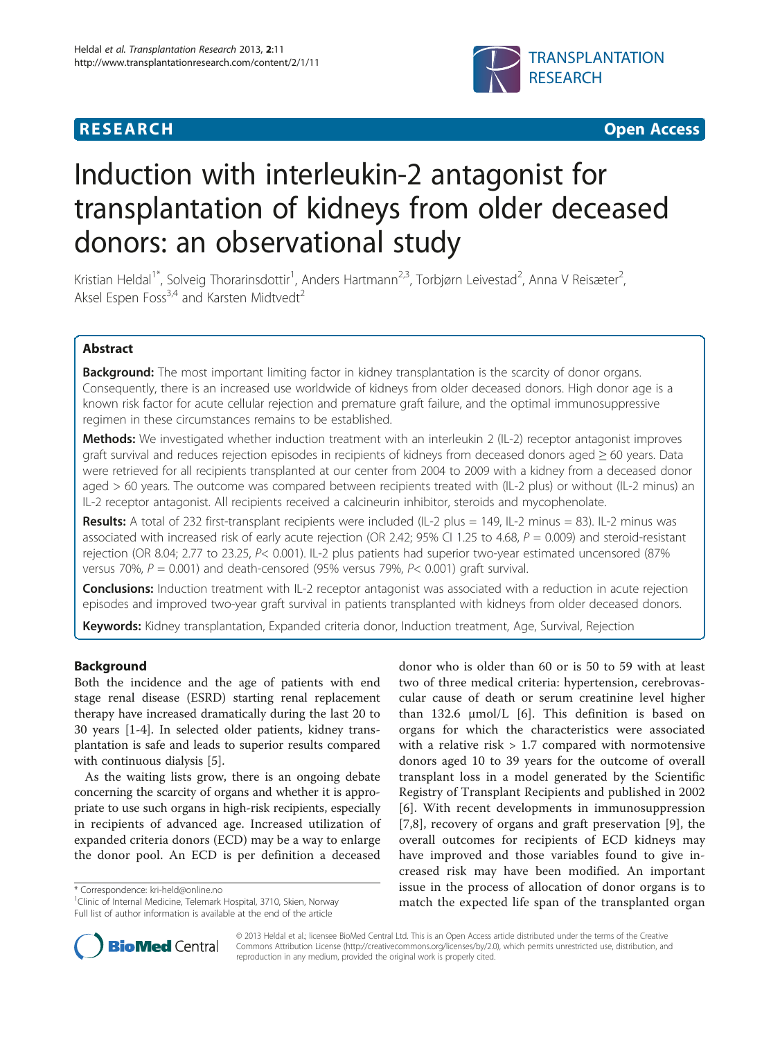**RESEARCH** **Open Access**

# Induction with interleukin-2 antagonist for transplantation of kidneys from older deceased donors: an observational study

Kristian Heldal[1*], Solveig Thorarinsdottir[1], Anders Hartmann[2,3], Torbjørn Leivestad[2], Anna V Reisæter[2], Aksel Espen Foss[3,4] and Karsten Midtvedt[2]

## Abstract

**Background:** The most important limiting factor in kidney transplantation is the scarcity of donor organs. Consequently, there is an increased use worldwide of kidneys from older deceased donors. High donor age is a known risk factor for acute cellular rejection and premature graft failure, and the optimal immunosuppressive regimen in these circumstances remains to be established.

**Methods:** We investigated whether induction treatment with an interleukin 2 (IL-2) receptor antagonist improves graft survival and reduces rejection episodes in recipients of kidneys from deceased donors aged ≥ 60 years. Data were retrieved for all recipients transplanted at our center from 2004 to 2009 with a kidney from a deceased donor aged > 60 years. The outcome was compared between recipients treated with (IL-2 plus) or without (IL-2 minus) an IL-2 receptor antagonist. All recipients received a calcineurin inhibitor, steroids and mycophenolate.

**Results:** A total of 232 first-transplant recipients were included (IL-2 plus = 149, IL-2 minus = 83). IL-2 minus was associated with increased risk of early acute rejection (OR 2.42; 95% CI 1.25 to 4.68, $P = 0.009$) and steroid-resistant rejection (OR 8.04; 2.77 to 23.25, $P < 0.001$). IL-2 plus patients had superior two-year estimated uncensored (87% versus 70%, $P = 0.001$) and death-censored (95% versus 79%, $P < 0.001$) graft survival.

**Conclusions:** Induction treatment with IL-2 receptor antagonist was associated with a reduction in acute rejection episodes and improved two-year graft survival in patients transplanted with kidneys from older deceased donors.

**Keywords:** Kidney transplantation, Expanded criteria donor, Induction treatment, Age, Survival, Rejection

## Background

Both the incidence and the age of patients with end stage renal disease (ESRD) starting renal replacement therapy have increased dramatically during the last 20 to 30 years [1-4]. In selected older patients, kidney transplantation is safe and leads to superior results compared with continuous dialysis [5].

As the waiting lists grow, there is an ongoing debate concerning the scarcity of organs and whether it is appropriate to use such organs in high-risk recipients, especially in recipients of advanced age. Increased utilization of expanded criteria donors (ECD) may be a way to enlarge the donor pool. An ECD is per definition a deceased donor who is older than 60 or is 50 to 59 with at least two of three medical criteria: hypertension, cerebrovascular cause of death or serum creatinine level higher than 132.6 μmol/L [6]. This definition is based on organs for which the characteristics were associated with a relative risk > 1.7 compared with normotensive donors aged 10 to 39 years for the outcome of overall transplant loss in a model generated by the Scientific Registry of Transplant Recipients and published in 2002 [6]. With recent developments in immunosuppression [7,8], recovery of organs and graft preservation [9], the overall outcomes for recipients of ECD kidneys may have improved and those variables found to give increased risk may have been modified. An important issue in the process of allocation of donor organs is to match the expected life span of the transplanted organ

\* Correspondence: kri-held@online.no
[1]Clinic of Internal Medicine, Telemark Hospital, 3710, Skien, Norway
Full list of author information is available at the end of the article

© 2013 Heldal et al.; licensee BioMed Central Ltd. This is an Open Access article distributed under the terms of the Creative Commons Attribution License (http://creativecommons.org/licenses/by/2.0), which permits unrestricted use, distribution, and reproduction in any medium, provided the original work is properly cited.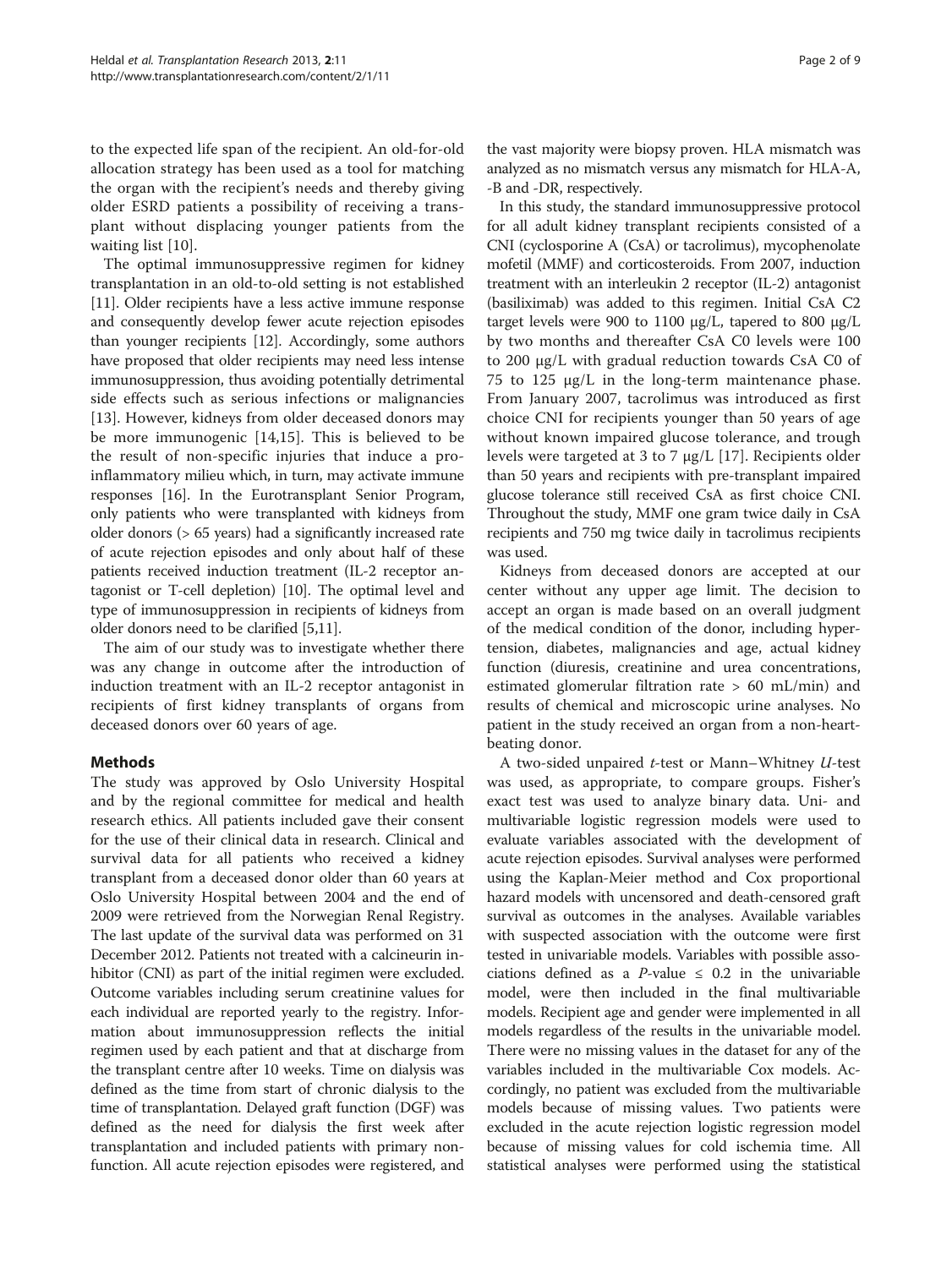to the expected life span of the recipient. An old-for-old allocation strategy has been used as a tool for matching the organ with the recipient's needs and thereby giving older ESRD patients a possibility of receiving a transplant without displacing younger patients from the waiting list [10].

The optimal immunosuppressive regimen for kidney transplantation in an old-to-old setting is not established [11]. Older recipients have a less active immune response and consequently develop fewer acute rejection episodes than younger recipients [12]. Accordingly, some authors have proposed that older recipients may need less intense immunosuppression, thus avoiding potentially detrimental side effects such as serious infections or malignancies [13]. However, kidneys from older deceased donors may be more immunogenic [14,15]. This is believed to be the result of non-specific injuries that induce a pro-inflammatory milieu which, in turn, may activate immune responses [16]. In the Eurotransplant Senior Program, only patients who were transplanted with kidneys from older donors (> 65 years) had a significantly increased rate of acute rejection episodes and only about half of these patients received induction treatment (IL-2 receptor antagonist or T-cell depletion) [10]. The optimal level and type of immunosuppression in recipients of kidneys from older donors need to be clarified [5,11].

The aim of our study was to investigate whether there was any change in outcome after the introduction of induction treatment with an IL-2 receptor antagonist in recipients of first kidney transplants of organs from deceased donors over 60 years of age.

## Methods

The study was approved by Oslo University Hospital and by the regional committee for medical and health research ethics. All patients included gave their consent for the use of their clinical data in research. Clinical and survival data for all patients who received a kidney transplant from a deceased donor older than 60 years at Oslo University Hospital between 2004 and the end of 2009 were retrieved from the Norwegian Renal Registry. The last update of the survival data was performed on 31 December 2012. Patients not treated with a calcineurin inhibitor (CNI) as part of the initial regimen were excluded. Outcome variables including serum creatinine values for each individual are reported yearly to the registry. Information about immunosuppression reflects the initial regimen used by each patient and that at discharge from the transplant centre after 10 weeks. Time on dialysis was defined as the time from start of chronic dialysis to the time of transplantation. Delayed graft function (DGF) was defined as the need for dialysis the first week after transplantation and included patients with primary non-function. All acute rejection episodes were registered, and the vast majority were biopsy proven. HLA mismatch was analyzed as no mismatch versus any mismatch for HLA-A, -B and -DR, respectively.

In this study, the standard immunosuppressive protocol for all adult kidney transplant recipients consisted of a CNI (cyclosporine A (CsA) or tacrolimus), mycophenolate mofetil (MMF) and corticosteroids. From 2007, induction treatment with an interleukin 2 receptor (IL-2) antagonist (basiliximab) was added to this regimen. Initial CsA C2 target levels were 900 to 1100 μg/L, tapered to 800 μg/L by two months and thereafter CsA C0 levels were 100 to 200 μg/L with gradual reduction towards CsA C0 of 75 to 125 μg/L in the long-term maintenance phase. From January 2007, tacrolimus was introduced as first choice CNI for recipients younger than 50 years of age without known impaired glucose tolerance, and trough levels were targeted at 3 to 7 μg/L [17]. Recipients older than 50 years and recipients with pre-transplant impaired glucose tolerance still received CsA as first choice CNI. Throughout the study, MMF one gram twice daily in CsA recipients and 750 mg twice daily in tacrolimus recipients was used.

Kidneys from deceased donors are accepted at our center without any upper age limit. The decision to accept an organ is made based on an overall judgment of the medical condition of the donor, including hypertension, diabetes, malignancies and age, actual kidney function (diuresis, creatinine and urea concentrations, estimated glomerular filtration rate > 60 mL/min) and results of chemical and microscopic urine analyses. No patient in the study received an organ from a non-heart-beating donor.

A two-sided unpaired *t*-test or Mann–Whitney *U*-test was used, as appropriate, to compare groups. Fisher's exact test was used to analyze binary data. Uni- and multivariable logistic regression models were used to evaluate variables associated with the development of acute rejection episodes. Survival analyses were performed using the Kaplan-Meier method and Cox proportional hazard models with uncensored and death-censored graft survival as outcomes in the analyses. Available variables with suspected association with the outcome were first tested in univariable models. Variables with possible associations defined as a *P*-value $\leq$ 0.2 in the univariable model, were then included in the final multivariable models. Recipient age and gender were implemented in all models regardless of the results in the univariable model. There were no missing values in the dataset for any of the variables included in the multivariable Cox models. Accordingly, no patient was excluded from the multivariable models because of missing values. Two patients were excluded in the acute rejection logistic regression model because of missing values for cold ischemia time. All statistical analyses were performed using the statistical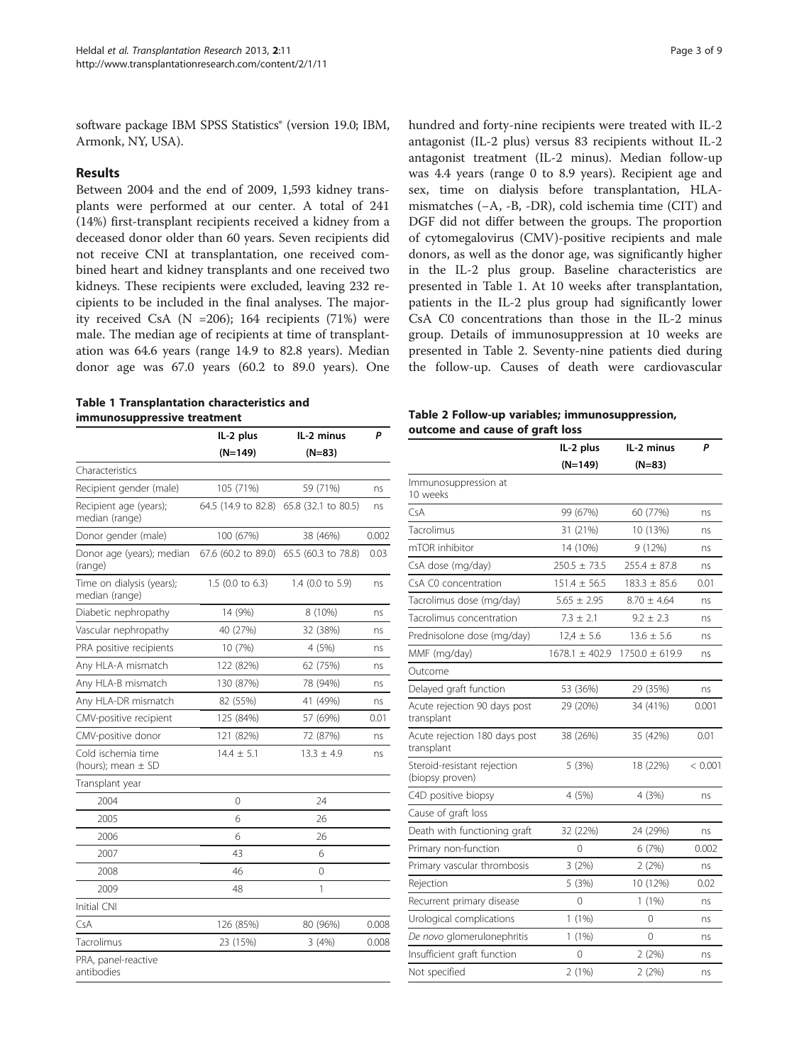software package IBM SPSS Statistics® (version 19.0; IBM, Armonk, NY, USA).

## Results

Between 2004 and the end of 2009, 1,593 kidney transplants were performed at our center. A total of 241 (14%) first-transplant recipients received a kidney from a deceased donor older than 60 years. Seven recipients did not receive CNI at transplantation, one received combined heart and kidney transplants and one received two kidneys. These recipients were excluded, leaving 232 recipients to be included in the final analyses. The majority received CsA (N =206); 164 recipients (71%) were male. The median age of recipients at time of transplantation was 64.6 years (range 14.9 to 82.8 years). Median donor age was 67.0 years (60.2 to 89.0 years). One hundred and forty-nine recipients were treated with IL-2 antagonist (IL-2 plus) versus 83 recipients without IL-2 antagonist treatment (IL-2 minus). Median follow-up was 4.4 years (range 0 to 8.9 years). Recipient age and sex, time on dialysis before transplantation, HLA-mismatches (−A, -B, -DR), cold ischemia time (CIT) and DGF did not differ between the groups. The proportion of cytomegalovirus (CMV)-positive recipients and male donors, as well as the donor age, was significantly higher in the IL-2 plus group. Baseline characteristics are presented in Table 1. At 10 weeks after transplantation, patients in the IL-2 plus group had significantly lower CsA C0 concentrations than those in the IL-2 minus group. Details of immunosuppression at 10 weeks are presented in Table 2. Seventy-nine patients died during the follow-up. Causes of death were cardiovascular

**Table 1 Transplantation characteristics and immunosuppressive treatment**

| | IL-2 plus (N=149) | IL-2 minus (N=83) | P |
|---|---|---|---|
| Characteristics | | | |
| Recipient gender (male) | 105 (71%) | 59 (71%) | ns |
| Recipient age (years); median (range) | 64.5 (14.9 to 82.8) | 65.8 (32.1 to 80.5) | ns |
| Donor gender (male) | 100 (67%) | 38 (46%) | 0.002 |
| Donor age (years); median (range) | 67.6 (60.2 to 89.0) | 65.5 (60.3 to 78.8) | 0.03 |
| Time on dialysis (years); median (range) | 1.5 (0.0 to 6.3) | 1.4 (0.0 to 5.9) | ns |
| Diabetic nephropathy | 14 (9%) | 8 (10%) | ns |
| Vascular nephropathy | 40 (27%) | 32 (38%) | ns |
| PRA positive recipients | 10 (7%) | 4 (5%) | ns |
| Any HLA-A mismatch | 122 (82%) | 62 (75%) | ns |
| Any HLA-B mismatch | 130 (87%) | 78 (94%) | ns |
| Any HLA-DR mismatch | 82 (55%) | 41 (49%) | ns |
| CMV-positive recipient | 125 (84%) | 57 (69%) | 0.01 |
| CMV-positive donor | 121 (82%) | 72 (87%) | ns |
| Cold ischemia time (hours); mean ± SD | 14.4 ± 5.1 | 13.3 ± 4.9 | ns |
| Transplant year | | | |
| 2004 | 0 | 24 | |
| 2005 | 6 | 26 | |
| 2006 | 6 | 26 | |
| 2007 | 43 | 6 | |
| 2008 | 46 | 0 | |
| 2009 | 48 | 1 | |
| Initial CNI | | | |
| CsA | 126 (85%) | 80 (96%) | 0.008 |
| Tacrolimus | 23 (15%) | 3 (4%) | 0.008 |

PRA, panel-reactive antibodies

**Table 2 Follow-up variables; immunosuppression, outcome and cause of graft loss**

| | IL-2 plus (N=149) | IL-2 minus (N=83) | P |
|---|---|---|---|
| Immunosuppression at 10 weeks | | | |
| CsA | 99 (67%) | 60 (77%) | ns |
| Tacrolimus | 31 (21%) | 10 (13%) | ns |
| mTOR inhibitor | 14 (10%) | 9 (12%) | ns |
| CsA dose (mg/day) | 250.5 ± 73.5 | 255.4 ± 87.8 | ns |
| CsA C0 concentration | 151.4 ± 56.5 | 183.3 ± 85.6 | 0.01 |
| Tacrolimus dose (mg/day) | 5.65 ± 2.95 | 8.70 ± 4.64 | ns |
| Tacrolimus concentration | 7.3 ± 2.1 | 9.2 ± 2.3 | ns |
| Prednisolone dose (mg/day) | 12,4 ± 5.6 | 13.6 ± 5.6 | ns |
| MMF (mg/day) | 1678.1 ± 402.9 | 1750.0 ± 619.9 | ns |
| Outcome | | | |
| Delayed graft function | 53 (36%) | 29 (35%) | ns |
| Acute rejection 90 days post transplant | 29 (20%) | 34 (41%) | 0.001 |
| Acute rejection 180 days post transplant | 38 (26%) | 35 (42%) | 0.01 |
| Steroid-resistant rejection (biopsy proven) | 5 (3%) | 18 (22%) | < 0.001 |
| C4D positive biopsy | 4 (5%) | 4 (3%) | ns |
| Cause of graft loss | | | |
| Death with functioning graft | 32 (22%) | 24 (29%) | ns |
| Primary non-function | 0 | 6 (7%) | 0.002 |
| Primary vascular thrombosis | 3 (2%) | 2 (2%) | ns |
| Rejection | 5 (3%) | 10 (12%) | 0.02 |
| Recurrent primary disease | 0 | 1 (1%) | ns |
| Urological complications | 1 (1%) | 0 | ns |
| *De novo* glomerulonephritis | 1 (1%) | 0 | ns |
| Insufficient graft function | 0 | 2 (2%) | ns |
| Not specified | 2 (1%) | 2 (2%) | ns |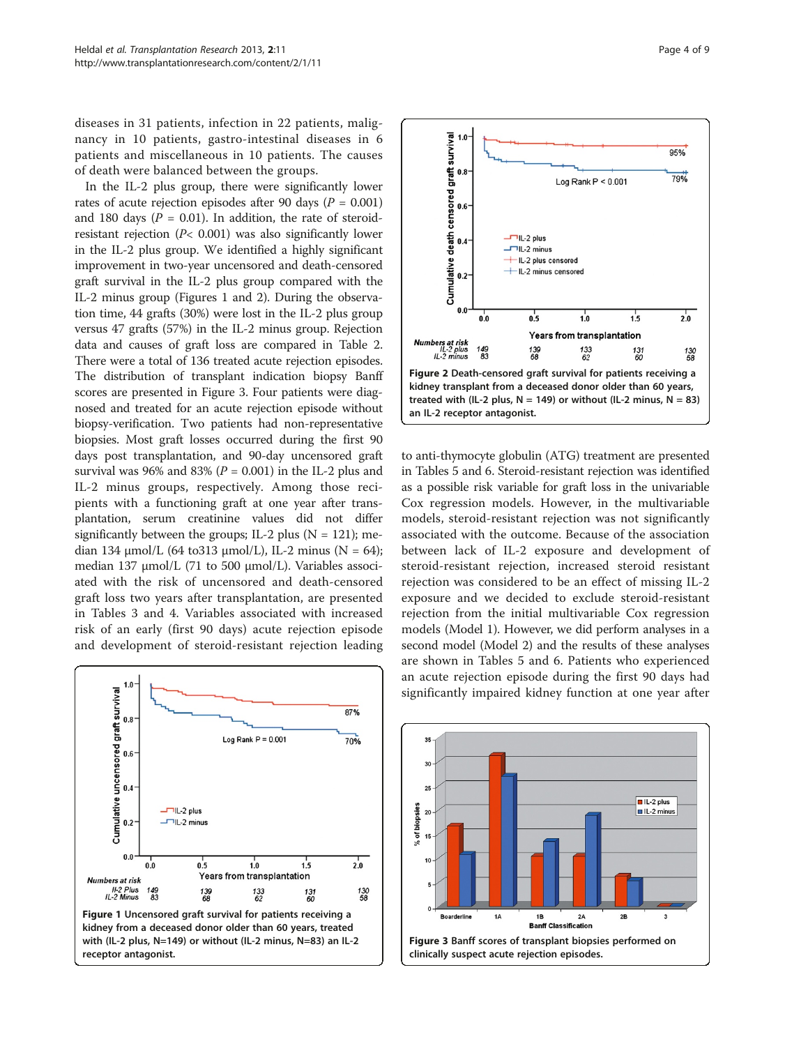diseases in 31 patients, infection in 22 patients, malignancy in 10 patients, gastro-intestinal diseases in 6 patients and miscellaneous in 10 patients. The causes of death were balanced between the groups.

In the IL-2 plus group, there were significantly lower rates of acute rejection episodes after 90 days ($P$ = 0.001) and 180 days ($P$ = 0.01). In addition, the rate of steroid-resistant rejection ($P$< 0.001) was also significantly lower in the IL-2 plus group. We identified a highly significant improvement in two-year uncensored and death-censored graft survival in the IL-2 plus group compared with the IL-2 minus group (Figures 1 and 2). During the observation time, 44 grafts (30%) were lost in the IL-2 plus group versus 47 grafts (57%) in the IL-2 minus group. Rejection data and causes of graft loss are compared in Table 2. There were a total of 136 treated acute rejection episodes. The distribution of transplant indication biopsy Banff scores are presented in Figure 3. Four patients were diagnosed and treated for an acute rejection episode without biopsy-verification. Two patients had non-representative biopsies. Most graft losses occurred during the first 90 days post transplantation, and 90-day uncensored graft survival was 96% and 83% ($P$ = 0.001) in the IL-2 plus and IL-2 minus groups, respectively. Among those recipients with a functioning graft at one year after transplantation, serum creatinine values did not differ significantly between the groups; IL-2 plus (N = 121); median 134 μmol/L (64 to313 μmol/L), IL-2 minus (N = 64); median 137 μmol/L (71 to 500 μmol/L). Variables associated with the risk of uncensored and death-censored graft loss two years after transplantation, are presented in Tables 3 and 4. Variables associated with increased risk of an early (first 90 days) acute rejection episode and development of steroid-resistant rejection leading to anti-thymocyte globulin (ATG) treatment are presented in Tables 5 and 6. Steroid-resistant rejection was identified as a possible risk variable for graft loss in the univariable Cox regression models. However, in the multivariable models, steroid-resistant rejection was not significantly associated with the outcome. Because of the association between lack of IL-2 exposure and development of steroid-resistant rejection, increased steroid resistant rejection was considered to be an effect of missing IL-2 exposure and we decided to exclude steroid-resistant rejection from the initial multivariable Cox regression models (Model 1). However, we did perform analyses in a second model (Model 2) and the results of these analyses are shown in Tables 5 and 6. Patients who experienced an acute rejection episode during the first 90 days had significantly impaired kidney function at one year after

**Figure 1** Uncensored graft survival for patients receiving a kidney from a deceased donor older than 60 years, treated with (IL-2 plus, N=149) or without (IL-2 minus, N=83) an IL-2 receptor antagonist.

**Figure 2** Death-censored graft survival for patients receiving a kidney transplant from a deceased donor older than 60 years, treated with (IL-2 plus, N = 149) or without (IL-2 minus, N = 83) an IL-2 receptor antagonist.

**Figure 3** Banff scores of transplant biopsies performed on clinically suspect acute rejection episodes.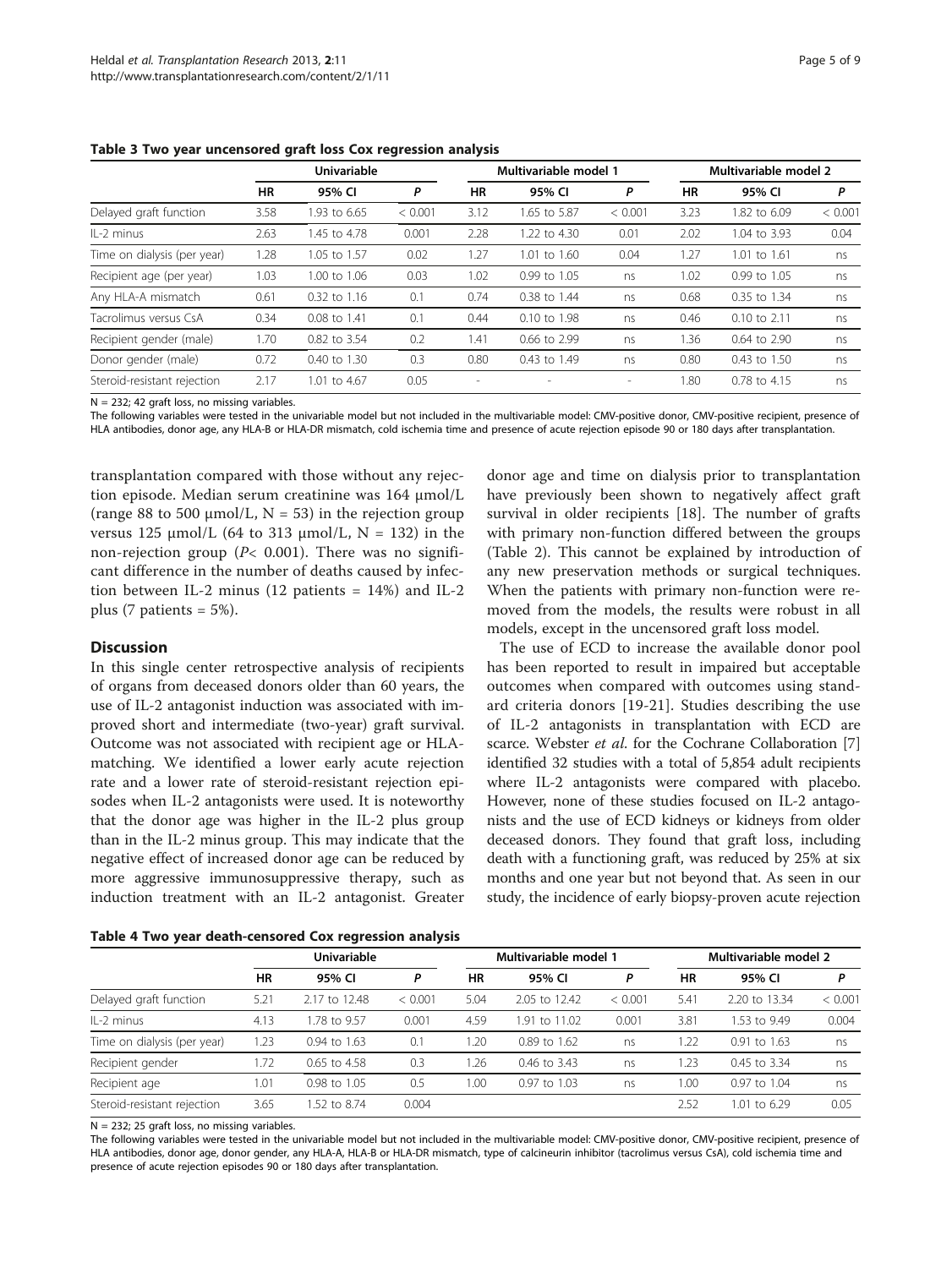**Table 3 Two year uncensored graft loss Cox regression analysis**

| | Univariable | | | Multivariable model 1 | | | Multivariable model 2 | | |
|---|---|---|---|---|---|---|---|---|---|
| | HR | 95% CI | P | HR | 95% CI | P | HR | 95% CI | P |
| Delayed graft function | 3.58 | 1.93 to 6.65 | < 0.001 | 3.12 | 1.65 to 5.87 | < 0.001 | 3.23 | 1.82 to 6.09 | < 0.001 |
| IL-2 minus | 2.63 | 1.45 to 4.78 | 0.001 | 2.28 | 1.22 to 4.30 | 0.01 | 2.02 | 1.04 to 3.93 | 0.04 |
| Time on dialysis (per year) | 1.28 | 1.05 to 1.57 | 0.02 | 1.27 | 1.01 to 1.60 | 0.04 | 1.27 | 1.01 to 1.61 | ns |
| Recipient age (per year) | 1.03 | 1.00 to 1.06 | 0.03 | 1.02 | 0.99 to 1.05 | ns | 1.02 | 0.99 to 1.05 | ns |
| Any HLA-A mismatch | 0.61 | 0.32 to 1.16 | 0.1 | 0.74 | 0.38 to 1.44 | ns | 0.68 | 0.35 to 1.34 | ns |
| Tacrolimus versus CsA | 0.34 | 0.08 to 1.41 | 0.1 | 0.44 | 0.10 to 1.98 | ns | 0.46 | 0.10 to 2.11 | ns |
| Recipient gender (male) | 1.70 | 0.82 to 3.54 | 0.2 | 1.41 | 0.66 to 2.99 | ns | 1.36 | 0.64 to 2.90 | ns |
| Donor gender (male) | 0.72 | 0.40 to 1.30 | 0.3 | 0.80 | 0.43 to 1.49 | ns | 0.80 | 0.43 to 1.50 | ns |
| Steroid-resistant rejection | 2.17 | 1.01 to 4.67 | 0.05 | - | - | - | 1.80 | 0.78 to 4.15 | ns |

N = 232; 42 graft loss, no missing variables.
The following variables were tested in the univariable model but not included in the multivariable model: CMV-positive donor, CMV-positive recipient, presence of HLA antibodies, donor age, any HLA-B or HLA-DR mismatch, cold ischemia time and presence of acute rejection episode 90 or 180 days after transplantation.

transplantation compared with those without any rejection episode. Median serum creatinine was 164 μmol/L (range 88 to 500 μmol/L, N = 53) in the rejection group versus 125 μmol/L (64 to 313 μmol/L, N = 132) in the non-rejection group ($P< 0.001$). There was no significant difference in the number of deaths caused by infection between IL-2 minus (12 patients = 14%) and IL-2 plus (7 patients = 5%).

## Discussion

In this single center retrospective analysis of recipients of organs from deceased donors older than 60 years, the use of IL-2 antagonist induction was associated with improved short and intermediate (two-year) graft survival. Outcome was not associated with recipient age or HLA-matching. We identified a lower early acute rejection rate and a lower rate of steroid-resistant rejection episodes when IL-2 antagonists were used. It is noteworthy that the donor age was higher in the IL-2 plus group than in the IL-2 minus group. This may indicate that the negative effect of increased donor age can be reduced by more aggressive immunosuppressive therapy, such as induction treatment with an IL-2 antagonist. Greater donor age and time on dialysis prior to transplantation have previously been shown to negatively affect graft survival in older recipients [18]. The number of grafts with primary non-function differed between the groups (Table 2). This cannot be explained by introduction of any new preservation methods or surgical techniques. When the patients with primary non-function were removed from the models, the results were robust in all models, except in the uncensored graft loss model.

The use of ECD to increase the available donor pool has been reported to result in impaired but acceptable outcomes when compared with outcomes using standard criteria donors [19-21]. Studies describing the use of IL-2 antagonists in transplantation with ECD are scarce. Webster *et al.* for the Cochrane Collaboration [7] identified 32 studies with a total of 5,854 adult recipients where IL-2 antagonists were compared with placebo. However, none of these studies focused on IL-2 antagonists and the use of ECD kidneys or kidneys from older deceased donors. They found that graft loss, including death with a functioning graft, was reduced by 25% at six months and one year but not beyond that. As seen in our study, the incidence of early biopsy-proven acute rejection

**Table 4 Two year death-censored Cox regression analysis**

| | Univariable | | | Multivariable model 1 | | | Multivariable model 2 | | |
|---|---|---|---|---|---|---|---|---|---|
| | HR | 95% CI | P | HR | 95% CI | P | HR | 95% CI | P |
| Delayed graft function | 5.21 | 2.17 to 12.48 | < 0.001 | 5.04 | 2.05 to 12.42 | < 0.001 | 5.41 | 2.20 to 13.34 | < 0.001 |
| IL-2 minus | 4.13 | 1.78 to 9.57 | 0.001 | 4.59 | 1.91 to 11.02 | 0.001 | 3.81 | 1.53 to 9.49 | 0.004 |
| Time on dialysis (per year) | 1.23 | 0.94 to 1.63 | 0.1 | 1.20 | 0.89 to 1.62 | ns | 1.22 | 0.91 to 1.63 | ns |
| Recipient gender | 1.72 | 0.65 to 4.58 | 0.3 | 1.26 | 0.46 to 3.43 | ns | 1.23 | 0.45 to 3.34 | ns |
| Recipient age | 1.01 | 0.98 to 1.05 | 0.5 | 1.00 | 0.97 to 1.03 | ns | 1.00 | 0.97 to 1.04 | ns |
| Steroid-resistant rejection | 3.65 | 1.52 to 8.74 | 0.004 | | | | 2.52 | 1.01 to 6.29 | 0.05 |

N = 232; 25 graft loss, no missing variables.
The following variables were tested in the univariable model but not included in the multivariable model: CMV-positive donor, CMV-positive recipient, presence of HLA antibodies, donor age, donor gender, any HLA-A, HLA-B or HLA-DR mismatch, type of calcineurin inhibitor (tacrolimus versus CsA), cold ischemia time and presence of acute rejection episodes 90 or 180 days after transplantation.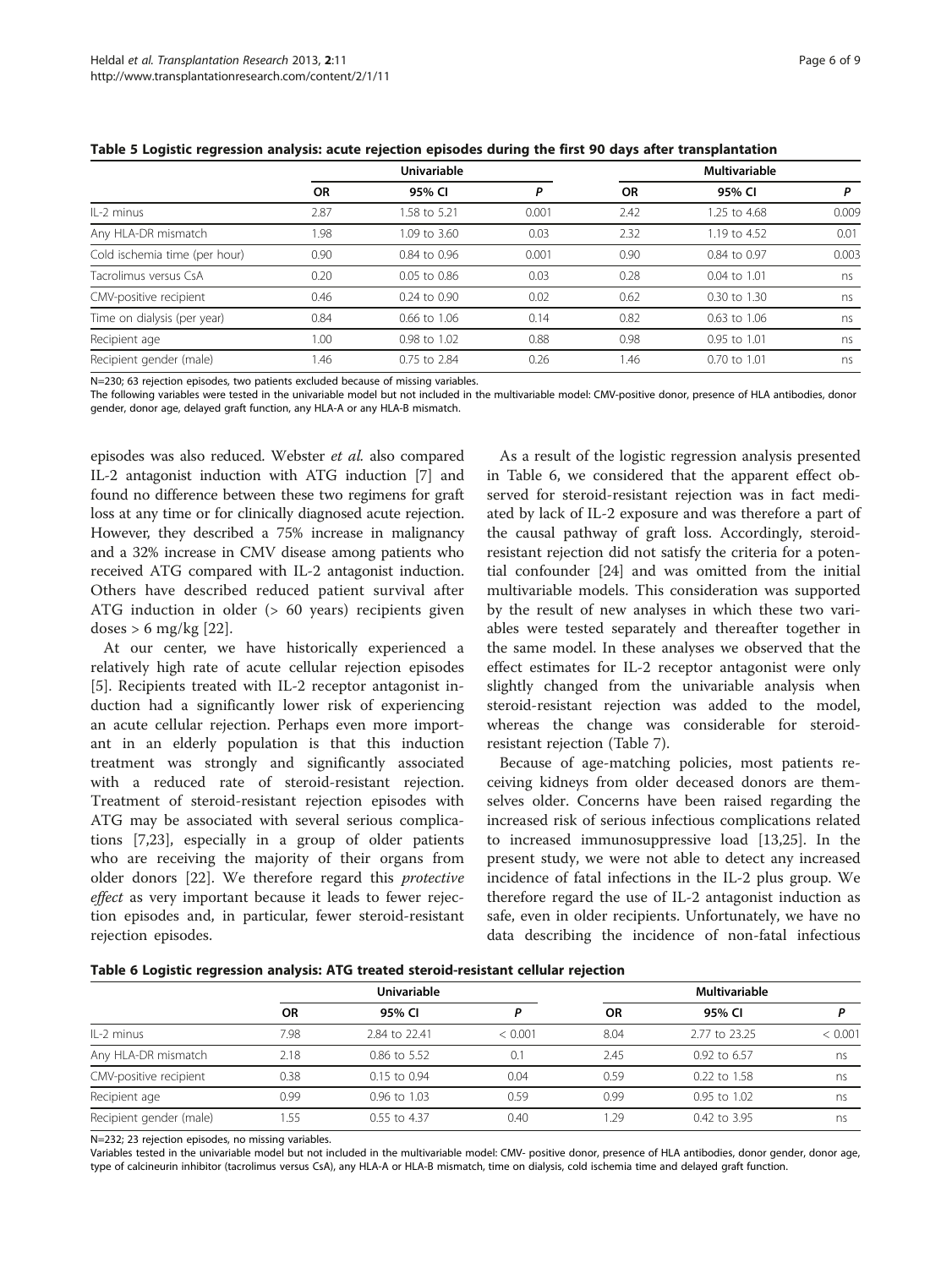**Table 5 Logistic regression analysis: acute rejection episodes during the first 90 days after transplantation**

| | Univariable | | | Multivariable | | |
|---|---|---|---|---|---|---|
| | OR | 95% CI | P | OR | 95% CI | P |
| IL-2 minus | 2.87 | 1.58 to 5.21 | 0.001 | 2.42 | 1.25 to 4.68 | 0.009 |
| Any HLA-DR mismatch | 1.98 | 1.09 to 3.60 | 0.03 | 2.32 | 1.19 to 4.52 | 0.01 |
| Cold ischemia time (per hour) | 0.90 | 0.84 to 0.96 | 0.001 | 0.90 | 0.84 to 0.97 | 0.003 |
| Tacrolimus versus CsA | 0.20 | 0.05 to 0.86 | 0.03 | 0.28 | 0.04 to 1.01 | ns |
| CMV-positive recipient | 0.46 | 0.24 to 0.90 | 0.02 | 0.62 | 0.30 to 1.30 | ns |
| Time on dialysis (per year) | 0.84 | 0.66 to 1.06 | 0.14 | 0.82 | 0.63 to 1.06 | ns |
| Recipient age | 1.00 | 0.98 to 1.02 | 0.88 | 0.98 | 0.95 to 1.01 | ns |
| Recipient gender (male) | 1.46 | 0.75 to 2.84 | 0.26 | 1.46 | 0.70 to 1.01 | ns |

N=230; 63 rejection episodes, two patients excluded because of missing variables.
The following variables were tested in the univariable model but not included in the multivariable model: CMV-positive donor, presence of HLA antibodies, donor gender, donor age, delayed graft function, any HLA-A or any HLA-B mismatch.

episodes was also reduced. Webster *et al.* also compared IL-2 antagonist induction with ATG induction [7] and found no difference between these two regimens for graft loss at any time or for clinically diagnosed acute rejection. However, they described a 75% increase in malignancy and a 32% increase in CMV disease among patients who received ATG compared with IL-2 antagonist induction. Others have described reduced patient survival after ATG induction in older (> 60 years) recipients given doses > 6 mg/kg [22].

At our center, we have historically experienced a relatively high rate of acute cellular rejection episodes [5]. Recipients treated with IL-2 receptor antagonist induction had a significantly lower risk of experiencing an acute cellular rejection. Perhaps even more important in an elderly population is that this induction treatment was strongly and significantly associated with a reduced rate of steroid-resistant rejection. Treatment of steroid-resistant rejection episodes with ATG may be associated with several serious complications [7,23], especially in a group of older patients who are receiving the majority of their organs from older donors [22]. We therefore regard this *protective effect* as very important because it leads to fewer rejection episodes and, in particular, fewer steroid-resistant rejection episodes.

As a result of the logistic regression analysis presented in Table 6, we considered that the apparent effect observed for steroid-resistant rejection was in fact mediated by lack of IL-2 exposure and was therefore a part of the causal pathway of graft loss. Accordingly, steroid-resistant rejection did not satisfy the criteria for a potential confounder [24] and was omitted from the initial multivariable models. This consideration was supported by the result of new analyses in which these two variables were tested separately and thereafter together in the same model. In these analyses we observed that the effect estimates for IL-2 receptor antagonist were only slightly changed from the univariable analysis when steroid-resistant rejection was added to the model, whereas the change was considerable for steroid-resistant rejection (Table 7).

Because of age-matching policies, most patients receiving kidneys from older deceased donors are themselves older. Concerns have been raised regarding the increased risk of serious infectious complications related to increased immunosuppressive load [13,25]. In the present study, we were not able to detect any increased incidence of fatal infections in the IL-2 plus group. We therefore regard the use of IL-2 antagonist induction as safe, even in older recipients. Unfortunately, we have no data describing the incidence of non-fatal infectious

**Table 6 Logistic regression analysis: ATG treated steroid-resistant cellular rejection**

| | Univariable | | | Multivariable | | |
|---|---|---|---|---|---|---|
| | OR | 95% CI | P | OR | 95% CI | P |
| IL-2 minus | 7.98 | 2.84 to 22.41 | < 0.001 | 8.04 | 2.77 to 23.25 | < 0.001 |
| Any HLA-DR mismatch | 2.18 | 0.86 to 5.52 | 0.1 | 2.45 | 0.92 to 6.57 | ns |
| CMV-positive recipient | 0.38 | 0.15 to 0.94 | 0.04 | 0.59 | 0.22 to 1.58 | ns |
| Recipient age | 0.99 | 0.96 to 1.03 | 0.59 | 0.99 | 0.95 to 1.02 | ns |
| Recipient gender (male) | 1.55 | 0.55 to 4.37 | 0.40 | 1.29 | 0.42 to 3.95 | ns |

N=232; 23 rejection episodes, no missing variables.
Variables tested in the univariable model but not included in the multivariable model: CMV- positive donor, presence of HLA antibodies, donor gender, donor age, type of calcineurin inhibitor (tacrolimus versus CsA), any HLA-A or HLA-B mismatch, time on dialysis, cold ischemia time and delayed graft function.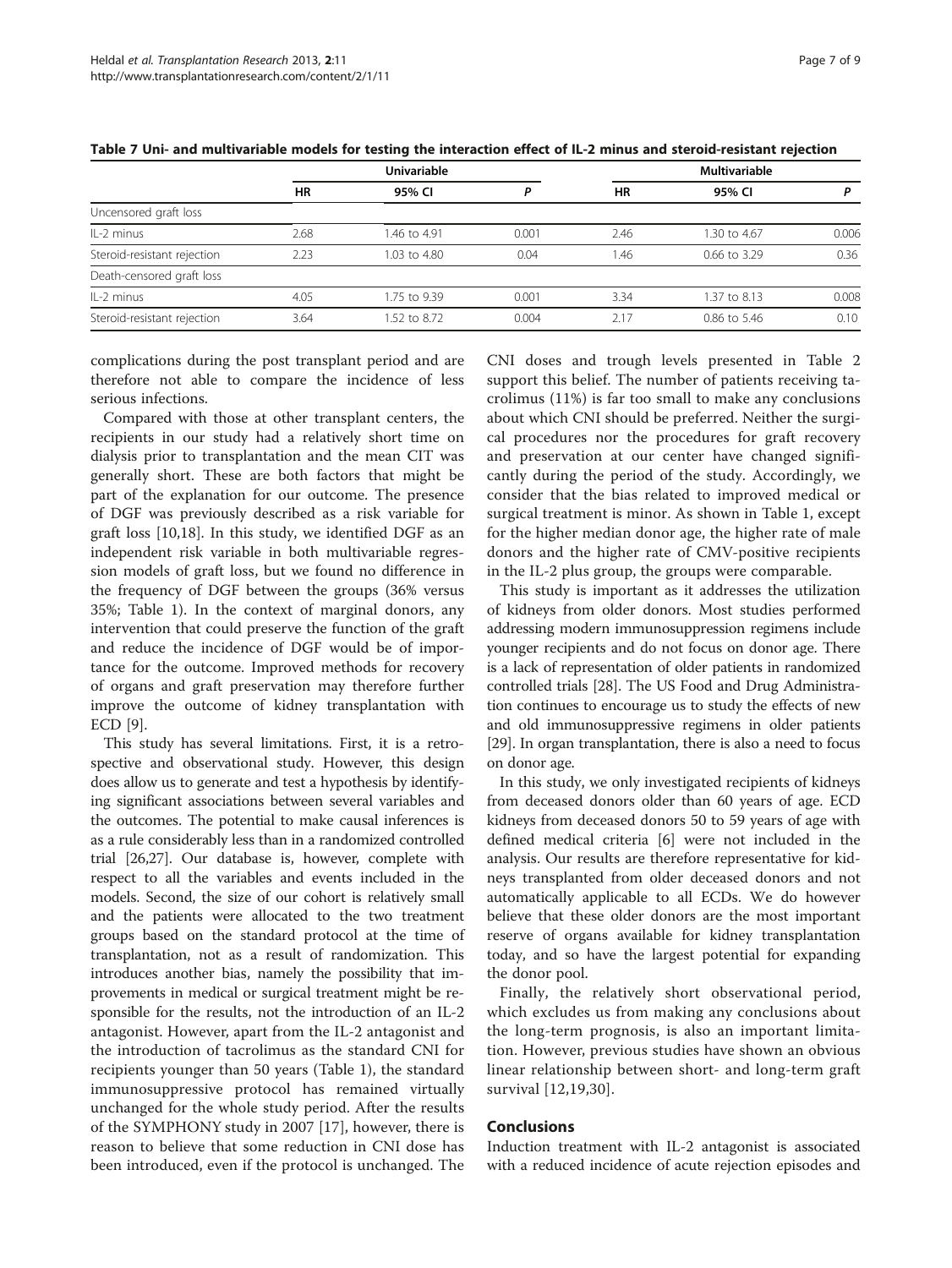**Table 7 Uni- and multivariable models for testing the interaction effect of IL-2 minus and steroid-resistant rejection**

| | Univariable | | | Multivariable | | |
|---|---|---|---|---|---|---|
| | HR | 95% CI | P | HR | 95% CI | P |
| Uncensored graft loss | | | | | | |
| IL-2 minus | 2.68 | 1.46 to 4.91 | 0.001 | 2.46 | 1.30 to 4.67 | 0.006 |
| Steroid-resistant rejection | 2.23 | 1.03 to 4.80 | 0.04 | 1.46 | 0.66 to 3.29 | 0.36 |
| Death-censored graft loss | | | | | | |
| IL-2 minus | 4.05 | 1.75 to 9.39 | 0.001 | 3.34 | 1.37 to 8.13 | 0.008 |
| Steroid-resistant rejection | 3.64 | 1.52 to 8.72 | 0.004 | 2.17 | 0.86 to 5.46 | 0.10 |

complications during the post transplant period and are therefore not able to compare the incidence of less serious infections.

Compared with those at other transplant centers, the recipients in our study had a relatively short time on dialysis prior to transplantation and the mean CIT was generally short. These are both factors that might be part of the explanation for our outcome. The presence of DGF was previously described as a risk variable for graft loss [10,18]. In this study, we identified DGF as an independent risk variable in both multivariable regression models of graft loss, but we found no difference in the frequency of DGF between the groups (36% versus 35%; Table 1). In the context of marginal donors, any intervention that could preserve the function of the graft and reduce the incidence of DGF would be of importance for the outcome. Improved methods for recovery of organs and graft preservation may therefore further improve the outcome of kidney transplantation with ECD [9].

This study has several limitations. First, it is a retrospective and observational study. However, this design does allow us to generate and test a hypothesis by identifying significant associations between several variables and the outcomes. The potential to make causal inferences is as a rule considerably less than in a randomized controlled trial [26,27]. Our database is, however, complete with respect to all the variables and events included in the models. Second, the size of our cohort is relatively small and the patients were allocated to the two treatment groups based on the standard protocol at the time of transplantation, not as a result of randomization. This introduces another bias, namely the possibility that improvements in medical or surgical treatment might be responsible for the results, not the introduction of an IL-2 antagonist. However, apart from the IL-2 antagonist and the introduction of tacrolimus as the standard CNI for recipients younger than 50 years (Table 1), the standard immunosuppressive protocol has remained virtually unchanged for the whole study period. After the results of the SYMPHONY study in 2007 [17], however, there is reason to believe that some reduction in CNI dose has been introduced, even if the protocol is unchanged. The CNI doses and trough levels presented in Table 2 support this belief. The number of patients receiving tacrolimus (11%) is far too small to make any conclusions about which CNI should be preferred. Neither the surgical procedures nor the procedures for graft recovery and preservation at our center have changed significantly during the period of the study. Accordingly, we consider that the bias related to improved medical or surgical treatment is minor. As shown in Table 1, except for the higher median donor age, the higher rate of male donors and the higher rate of CMV-positive recipients in the IL-2 plus group, the groups were comparable.

This study is important as it addresses the utilization of kidneys from older donors. Most studies performed addressing modern immunosuppression regimens include younger recipients and do not focus on donor age. There is a lack of representation of older patients in randomized controlled trials [28]. The US Food and Drug Administration continues to encourage us to study the effects of new and old immunosuppressive regimens in older patients [29]. In organ transplantation, there is also a need to focus on donor age.

In this study, we only investigated recipients of kidneys from deceased donors older than 60 years of age. ECD kidneys from deceased donors 50 to 59 years of age with defined medical criteria [6] were not included in the analysis. Our results are therefore representative for kidneys transplanted from older deceased donors and not automatically applicable to all ECDs. We do however believe that these older donors are the most important reserve of organs available for kidney transplantation today, and so have the largest potential for expanding the donor pool.

Finally, the relatively short observational period, which excludes us from making any conclusions about the long-term prognosis, is also an important limitation. However, previous studies have shown an obvious linear relationship between short- and long-term graft survival [12,19,30].

## Conclusions

Induction treatment with IL-2 antagonist is associated with a reduced incidence of acute rejection episodes and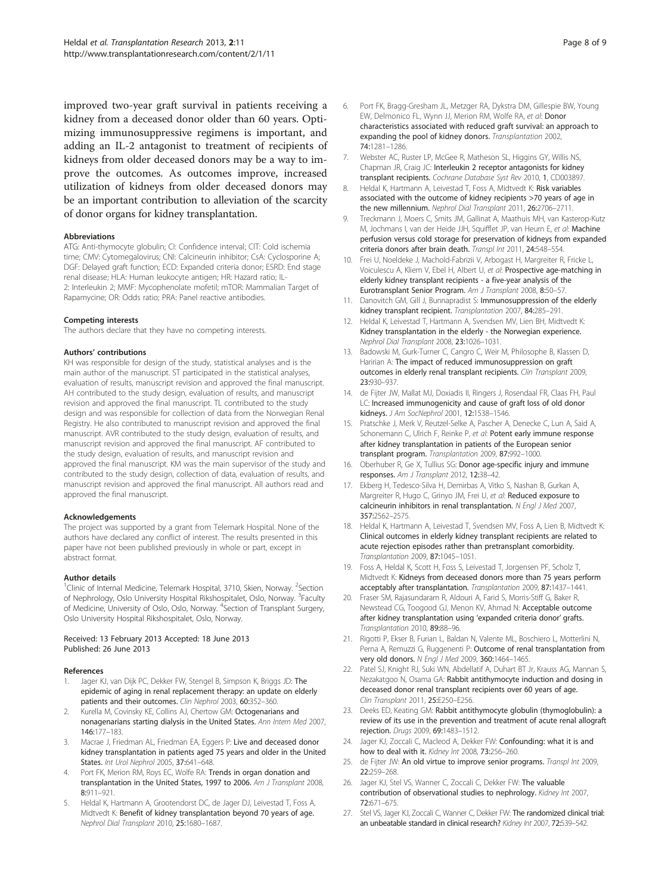improved two-year graft survival in patients receiving a kidney from a deceased donor older than 60 years. Optimizing immunosuppressive regimens is important, and adding an IL-2 antagonist to treatment of recipients of kidneys from older deceased donors may be a way to improve the outcomes. As outcomes improve, increased utilization of kidneys from older deceased donors may be an important contribution to alleviation of the scarcity of donor organs for kidney transplantation.

#### Abbreviations

ATG: Anti-thymocyte globulin; CI: Confidence interval; CIT: Cold ischemia time; CMV: Cytomegalovirus; CNI: Calcineurin inhibitor; CsA: Cyclosporine A; DGF: Delayed graft function; ECD: Expanded criteria donor; ESRD: End stage renal disease; HLA: Human leukocyte antigen; HR: Hazard ratio; IL-2: Interleukin 2; MMF: Mycophenolate mofetil; mTOR: Mammalian Target of Rapamycine; OR: Odds ratio; PRA: Panel reactive antibodies.

#### Competing interests

The authors declare that they have no competing interests.

#### Authors' contributions

KH was responsible for design of the study, statistical analyses and is the main author of the manuscript. ST participated in the statistical analyses, evaluation of results, manuscript revision and approved the final manuscript. AH contributed to the study design, evaluation of results, and manuscript revision and approved the final manuscript. TL contributed to the study design and was responsible for collection of data from the Norwegian Renal Registry. He also contributed to manuscript revision and approved the final manuscript. AVR contributed to the study design, evaluation of results, and manuscript revision and approved the final manuscript. AF contributed to the study design, evaluation of results, and manuscript revision and approved the final manuscript. KM was the main supervisor of the study and contributed to the study design, collection of data, evaluation of results, and manuscript revision and approved the final manuscript. All authors read and approved the final manuscript.

#### Acknowledgements

The project was supported by a grant from Telemark Hospital. None of the authors have declared any conflict of interest. The results presented in this paper have not been published previously in whole or part, except in abstract format.

#### Author details

[1]Clinic of Internal Medicine, Telemark Hospital, 3710, Skien, Norway. [2]Section of Nephrology, Oslo University Hospital Rikshospitalet, Oslo, Norway. [3]Faculty of Medicine, University of Oslo, Oslo, Norway. [4]Section of Transplant Surgery, Oslo University Hospital Rikshospitalet, Oslo, Norway.

Received: 13 February 2013 Accepted: 18 June 2013
Published: 26 June 2013

#### References

1. Jager KJ, van Dijk PC, Dekker FW, Stengel B, Simpson K, Briggs JD: **The epidemic of aging in renal replacement therapy: an update on elderly patients and their outcomes.** *Clin Nephrol* 2003, **60:**352–360.
2. Kurella M, Covinsky KE, Collins AJ, Chertow GM: **Octogenarians and nonagenarians starting dialysis in the United States.** *Ann Intern Med* 2007, **146:**177–183.
3. Macrae J, Friedman AL, Friedman EA, Eggers P: **Live and deceased donor kidney transplantation in patients aged 75 years and older in the United States.** *Int Urol Nephrol* 2005, **37:**641–648.
4. Port FK, Merion RM, Roys EC, Wolfe RA: **Trends in organ donation and transplantation in the United States, 1997 to 2006.** *Am J Transplant* 2008, **8:**911–921.
5. Heldal K, Hartmann A, Grootendorst DC, de Jager DJ, Leivestad T, Foss A, Midtvedt K: **Benefit of kidney transplantation beyond 70 years of age.** *Nephrol Dial Transplant* 2010, **25:**1680–1687.
6. Port FK, Bragg-Gresham JL, Metzger RA, Dykstra DM, Gillespie BW, Young EW, Delmonico FL, Wynn JJ, Merion RM, Wolfe RA, *et al*: **Donor characteristics associated with reduced graft survival: an approach to expanding the pool of kidney donors.** *Transplantation* 2002, **74:**1281–1286.
7. Webster AC, Ruster LP, McGee R, Matheson SL, Higgins GY, Willis NS, Chapman JR, Craig JC: **Interleukin 2 receptor antagonists for kidney transplant recipients.** *Cochrane Database Syst Rev* 2010, **1**, CD003897.
8. Heldal K, Hartmann A, Leivestad T, Foss A, Midtvedt K: **Risk variables associated with the outcome of kidney recipients >70 years of age in the new millennium.** *Nephrol Dial Transplant* 2011, **26:**2706–2711.
9. Treckmann J, Moers C, Smits JM, Gallinat A, Maathuis MH, van Kasterop-Kutz M, Jochmans I, van der Heide JJH, Squifflet JP, van Heurn E, *et al*: **Machine perfusion versus cold storage for preservation of kidneys from expanded criteria donors after brain death.** *Transpl Int* 2011, **24:**548–554.
10. Frei U, Noeldeke J, Machold-Fabrizii V, Arbogast H, Margreiter R, Fricke L, Voiculescu A, Kliem V, Ebel H, Albert U, *et al*: **Prospective age-matching in elderly kidney transplant recipients - a five-year analysis of the Eurotransplant Senior Program.** *Am J Transplant* 2008, **8:**50–57.
11. Danovitch GM, Gill J, Bunnapradist S: **Immunosuppression of the elderly kidney transplant recipient.** *Transplantation* 2007, **84:**285–291.
12. Heldal K, Leivestad T, Hartmann A, Svendsen MV, Lien BH, Midtvedt K: **Kidney transplantation in the elderly - the Norwegian experience.** *Nephrol Dial Transplant* 2008, **23:**1026–1031.
13. Badowski M, Gurk-Turner C, Cangro C, Weir M, Philosophe B, Klassen D, Haririan A: **The impact of reduced immunosuppression on graft outcomes in elderly renal transplant recipients.** *Clin Transplant* 2009, **23:**930–937.
14. de Fijter JW, Mallat MJ, Doxiadis II, Ringers J, Rosendaal FR, Claas FH, Paul LC: **Increased immunogenicity and cause of graft loss of old donor kidneys.** *J Am SocNephrol* 2001, **12:**1538–1546.
15. Pratschke J, Merk V, Reutzel-Selke A, Pascher A, Denecke C, Lun A, Said A, Schonemann C, Ulrich F, Reinke P, *et al*: **Potent early immune response after kidney transplantation in patients of the European senior transplant program.** *Transplantation* 2009, **87:**992–1000.
16. Oberhuber R, Ge X, Tullius SG: **Donor age-specific injury and immune responses.** *Am J Transplant* 2012, **12:**38–42.
17. Ekberg H, Tedesco-Silva H, Demirbas A, Vitko S, Nashan B, Gurkan A, Margreiter R, Hugo C, Grinyo JM, Frei U, *et al*: **Reduced exposure to calcineurin inhibitors in renal transplantation.** *N Engl J Med* 2007, **357:**2562–2575.
18. Heldal K, Hartmann A, Leivestad T, Svendsen MV, Foss A, Lien B, Midtvedt K: **Clinical outcomes in elderly kidney transplant recipients are related to acute rejection episodes rather than pretransplant comorbidity.** *Transplantation* 2009, **87:**1045–1051.
19. Foss A, Heldal K, Scott H, Foss S, Leivestad T, Jorgensen PF, Scholz T, Midtvedt K: **Kidneys from deceased donors more than 75 years perform acceptably after transplantation.** *Transplantation* 2009, **87:**1437–1441.
20. Fraser SM, Rajasundaram R, Aldouri A, Farid S, Morris-Stiff G, Baker R, Newstead CG, Toogood GJ, Menon KV, Ahmad N: **Acceptable outcome after kidney transplantation using 'expanded criteria donor' grafts.** *Transplantation* 2010, **89:**88–96.
21. Rigotti P, Ekser B, Furian L, Baldan N, Valente ML, Boschiero L, Motterlini N, Perna A, Remuzzi G, Ruggenenti P: **Outcome of renal transplantation from very old donors.** *N Engl J Med* 2009, **360:**1464–1465.
22. Patel SJ, Knight RJ, Suki WN, Abdellatif A, Duhart BT Jr, Krauss AG, Mannan S, Nezakatgoo N, Osama GA: **Rabbit antithymocyte induction and dosing in deceased donor renal transplant recipients over 60 years of age.** *Clin Transplant* 2011, **25:**E250–E256.
23. Deeks ED, Keating GM: **Rabbit antithymocyte globulin (thymoglobulin): a review of its use in the prevention and treatment of acute renal allograft rejection.** *Drugs* 2009, **69:**1483–1512.
24. Jager KJ, Zoccali C, Macleod A, Dekker FW: **Confounding: what it is and how to deal with it.** *Kidney Int* 2008, **73:**256–260.
25. de Fijter JW: **An old virtue to improve senior programs.** *Transpl Int* 2009, **22:**259–268.
26. Jager KJ, Stel VS, Wanner C, Zoccali C, Dekker FW: **The valuable contribution of observational studies to nephrology.** *Kidney Int* 2007, **72:**671–675.
27. Stel VS, Jager KJ, Zoccali C, Wanner C, Dekker FW: **The randomized clinical trial: an unbeatable standard in clinical research?** *Kidney Int* 2007, **72:**539–542.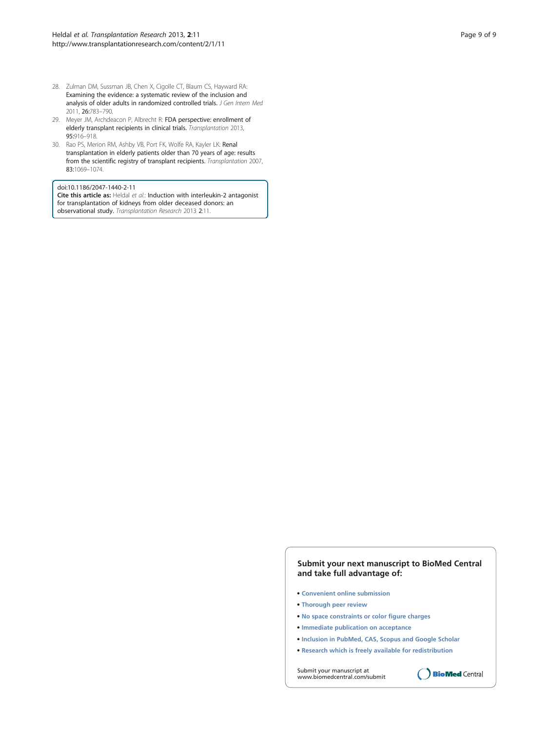28. Zulman DM, Sussman JB, Chen X, Cigolle CT, Blaum CS, Hayward RA: **Examining the evidence: a systematic review of the inclusion and analysis of older adults in randomized controlled trials.** *J Gen Intern Med* 2011, **26:**783–790.
29. Meyer JM, Archdeacon P, Albrecht R: **FDA perspective: enrollment of elderly transplant recipients in clinical trials.** *Transplantation* 2013, **95:**916–918.
30. Rao PS, Merion RM, Ashby VB, Port FK, Wolfe RA, Kayler LK: **Renal transplantation in elderly patients older than 70 years of age: results from the scientific registry of transplant recipients.** *Transplantation* 2007, **83:**1069–1074.

doi:10.1186/2047-1440-2-11
**Cite this article as:** Heldal *et al.*: Induction with interleukin-2 antagonist for transplantation of kidneys from older deceased donors: an observational study. *Transplantation Research* 2013 **2**:11.

**Submit your next manuscript to BioMed Central and take full advantage of:**

- **Convenient online submission**
- **Thorough peer review**
- **No space constraints or color figure charges**
- **Immediate publication on acceptance**
- **Inclusion in PubMed, CAS, Scopus and Google Scholar**
- **Research which is freely available for redistribution**

Submit your manuscript at
www.biomedcentral.com/submit

BioMed Central